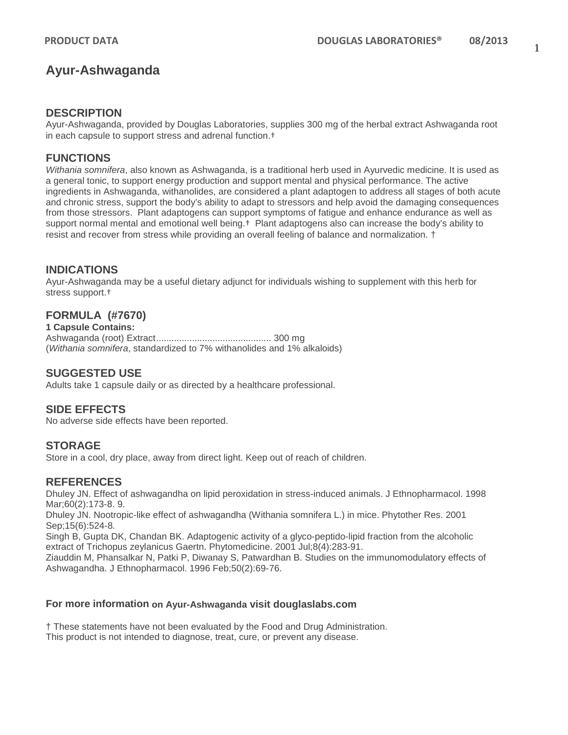# Ayur-Ashwaganda

## DESCRIPTION

Ayur-Ashwaganda, provided by Douglas Laboratories, supplies 300 mg of the herbal extract Ashwaganda root in each capsule to support stress and adrenal function.†

## FUNCTIONS

*Withania somnifera*, also known as Ashwaganda, is a traditional herb used in Ayurvedic medicine. It is used as a general tonic, to support energy production and support mental and physical performance. The active ingredients in Ashwaganda, withanolides, are considered a plant adaptogen to address all stages of both acute and chronic stress, support the body's ability to adapt to stressors and help avoid the damaging consequences from those stressors. Plant adaptogens can support symptoms of fatigue and enhance endurance as well as support normal mental and emotional well being.† Plant adaptogens also can increase the body's ability to resist and recover from stress while providing an overall feeling of balance and normalization. †

## INDICATIONS

Ayur-Ashwaganda may be a useful dietary adjunct for individuals wishing to supplement with this herb for stress support.†

## FORMULA (#7670)

**1 Capsule Contains:**

Ashwaganda (root) Extract............................................ 300 mg
(*Withania somnifera*, standardized to 7% withanolides and 1% alkaloids)

## SUGGESTED USE

Adults take 1 capsule daily or as directed by a healthcare professional.

## SIDE EFFECTS

No adverse side effects have been reported.

## STORAGE

Store in a cool, dry place, away from direct light. Keep out of reach of children.

## REFERENCES

Dhuley JN. Effect of ashwagandha on lipid peroxidation in stress-induced animals. J Ethnopharmacol. 1998 Mar;60(2):173-8. 9.
Dhuley JN. Nootropic-like effect of ashwagandha (Withania somnifera L.) in mice. Phytother Res. 2001 Sep;15(6):524-8.
Singh B, Gupta DK, Chandan BK. Adaptogenic activity of a glyco-peptido-lipid fraction from the alcoholic extract of Trichopus zeylanicus Gaertn. Phytomedicine. 2001 Jul;8(4):283-91.
Ziauddin M, Phansalkar N, Patki P, Diwanay S, Patwardhan B. Studies on the immunomodulatory effects of Ashwagandha. J Ethnopharmacol. 1996 Feb;50(2):69-76.

**For more information on Ayur-Ashwaganda visit douglaslabs.com**

† These statements have not been evaluated by the Food and Drug Administration.
This product is not intended to diagnose, treat, cure, or prevent any disease.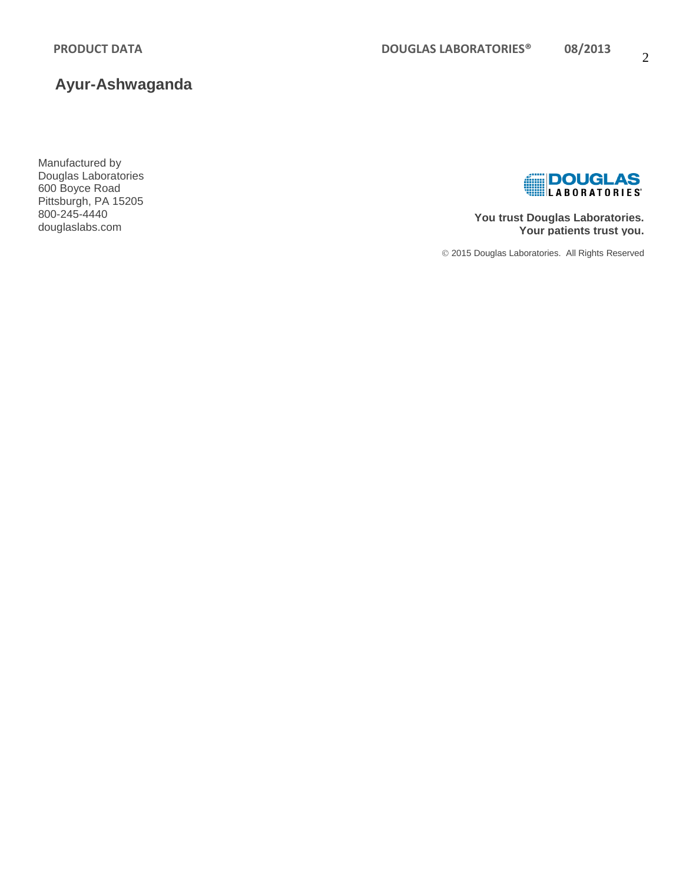## Ayur-Ashwaganda

Manufactured by
Douglas Laboratories
600 Boyce Road
Pittsburgh, PA 15205
800-245-4440
douglaslabs.com

DOUGLAS LABORATORIES

**You trust Douglas Laboratories.**
**Your patients trust you.**

© 2015 Douglas Laboratories. All Rights Reserved